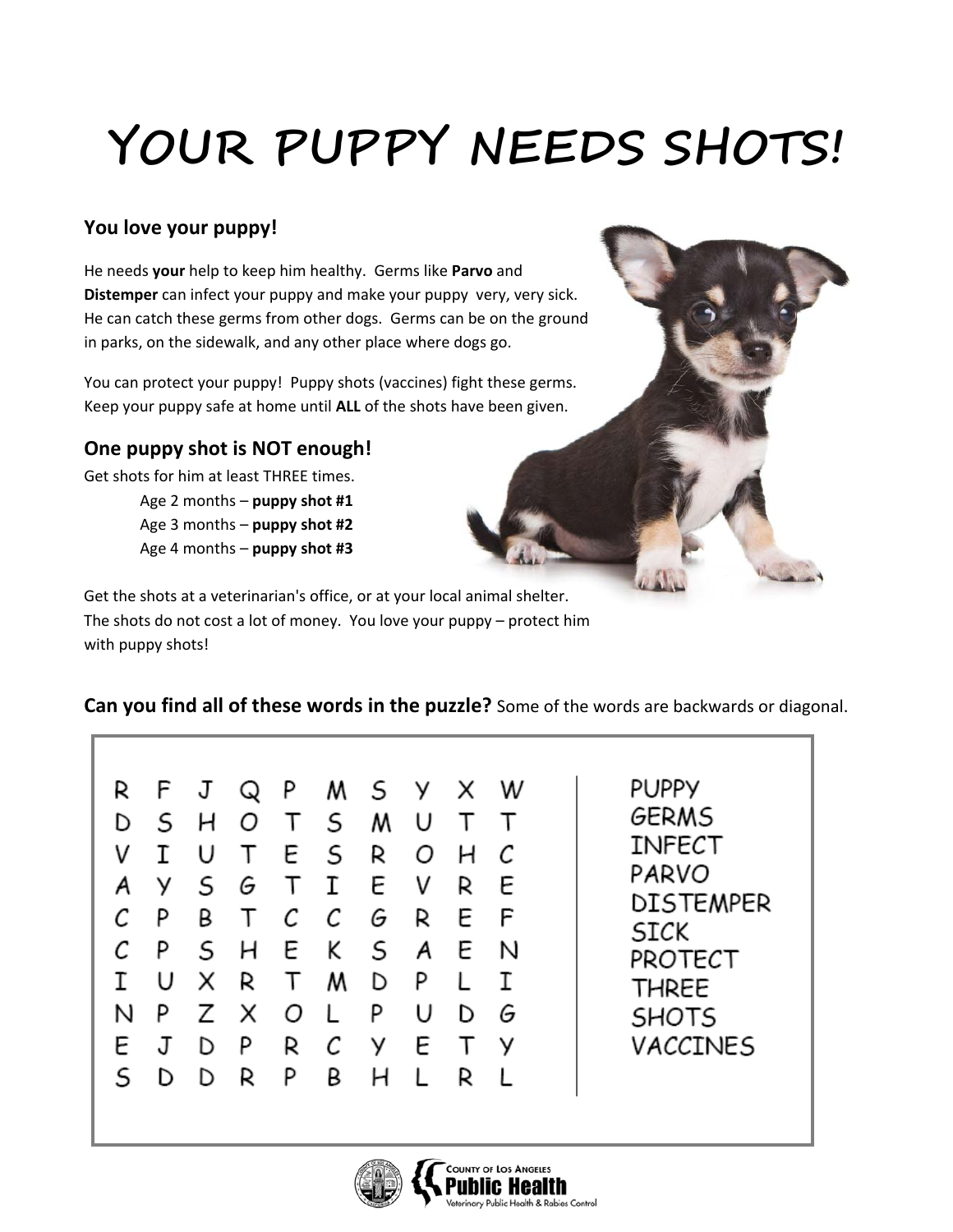# YOUR PUPPY NEEDS SHOTS!

### You love your puppy!

He needs **your** help to keep him healthy. Germs like **Parvo** and **Distemper** can infect your puppy and make your puppy very, very sick. He can catch these germs from other dogs. Germs can be on the ground in parks, on the sidewalk, and any other place where dogs go.

You can protect your puppy! Puppy shots (vaccines) fight these germs. Keep your puppy safe at home until **ALL** of the shots have been given.

### One puppy shot is NOT enough!

Get shots for him at least THREE times.

- Age 2 months – **puppy shot #1**
- Age 3 months – **puppy shot #2**
- Age 4 months – **puppy shot #3**

Get the shots at a veterinarian's office, or at your local animal shelter. The shots do not cost a lot of money. You love your puppy – protect him with puppy shots!

**Can you find all of these words in the puzzle?** Some of the words are backwards or diagonal.

```
R F J Q P M S Y X W
D S H O T S M U T T
V I U T E S R O H C
A Y S G T I E V R E
C P B T C C G R E F
C P S H E K S A E N
I U X R T M D P L I
N P Z X O L P U D G
E J D P R C Y E T Y
S D D R P B H L R L
```

- PUPPY
- GERMS
- INFECT
- PARVO
- DISTEMPER
- SICK
- PROTECT
- THREE
- SHOTS
- VACCINES

County of Los Angeles Public Health
Veterinary Public Health & Rabies Control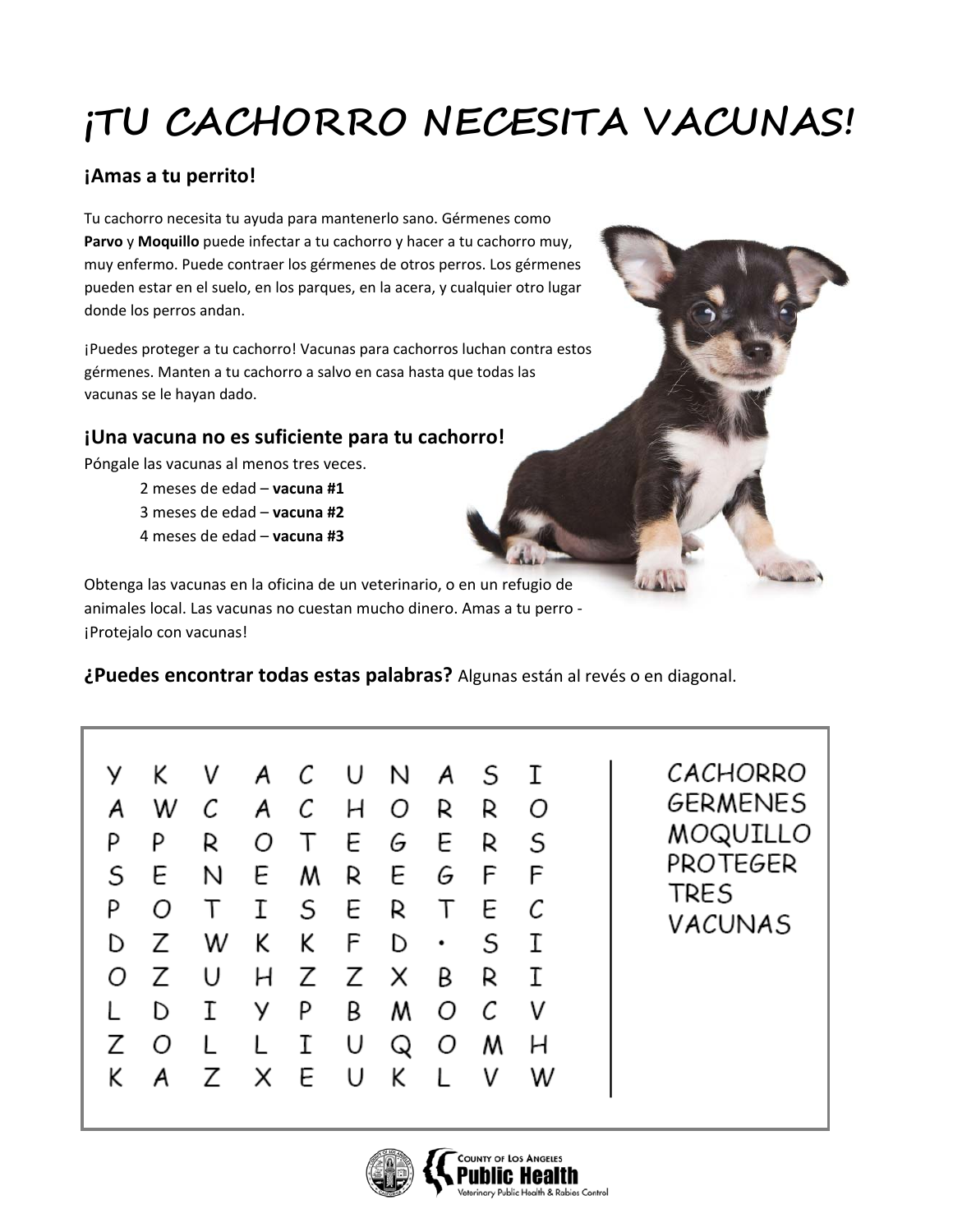# ¡TU CACHORRO NECESITA VACUNAS!

### ¡Amas a tu perrito!

Tu cachorro necesita tu ayuda para mantenerlo sano. Gérmenes como **Parvo** y **Moquillo** puede infectar a tu cachorro y hacer a tu cachorro muy, muy enfermo. Puede contraer los gérmenes de otros perros. Los gérmenes pueden estar en el suelo, en los parques, en la acera, y cualquier otro lugar donde los perros andan.

¡Puedes proteger a tu cachorro! Vacunas para cachorros luchan contra estos gérmenes. Manten a tu cachorro a salvo en casa hasta que todas las vacunas se le hayan dado.

### ¡Una vacuna no es suficiente para tu cachorro!

Póngale las vacunas al menos tres veces.

- 2 meses de edad – **vacuna #1**
- 3 meses de edad – **vacuna #2**
- 4 meses de edad – **vacuna #3**

Obtenga las vacunas en la oficina de un veterinario, o en un refugio de animales local. Las vacunas no cuestan mucho dinero. Amas a tu perro - ¡Protejalo con vacunas!

**¿Puedes encontrar todas estas palabras?** Algunas están al revés o en diagonal.

| | | | | | | | | | |
|---|---|---|---|---|---|---|---|---|---|
| Y | K | V | A | C | U | N | A | S | I |
| A | W | C | A | C | H | O | R | R | O |
| P | P | R | O | T | E | G | E | R | S |
| S | E | N | E | M | R | E | G | F | F |
| P | O | T | I | S | E | R | T | E | C |
| D | Z | W | K | K | F | D | • | S | I |
| O | Z | U | H | Z | Z | X | B | R | I |
| L | D | I | Y | P | B | M | O | C | V |
| Z | O | L | L | I | U | Q | O | M | H |
| K | A | Z | X | E | U | K | L | V | W |

CACHORRO
GERMENES
MOQUILLO
PROTEGER
TRES
VACUNAS

County of Los Angeles Public Health
Veterinary Public Health & Rabies Control